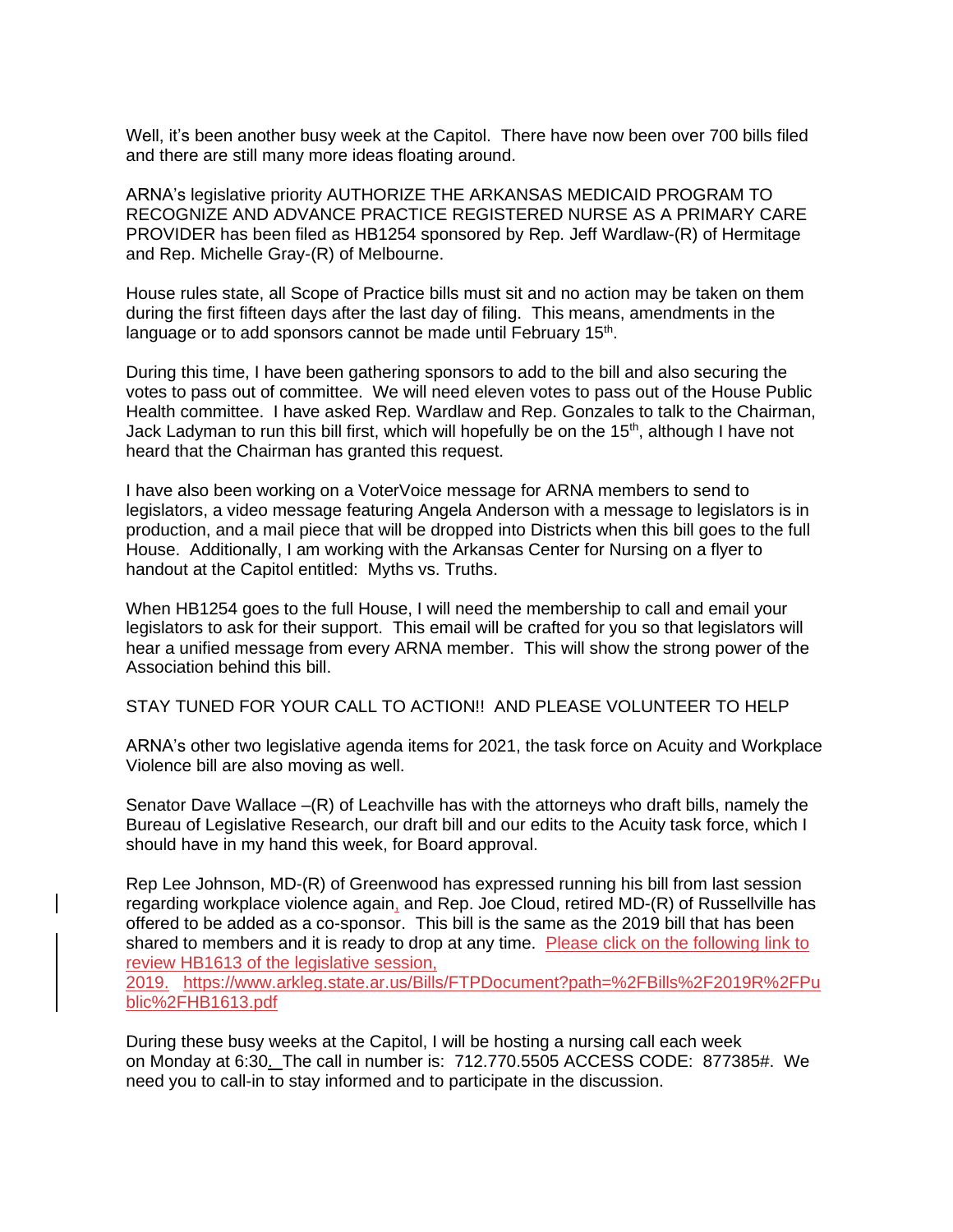Well, it's been another busy week at the Capitol. There have now been over 700 bills filed and there are still many more ideas floating around.

ARNA's legislative priority AUTHORIZE THE ARKANSAS MEDICAID PROGRAM TO RECOGNIZE AND ADVANCE PRACTICE REGISTERED NURSE AS A PRIMARY CARE PROVIDER has been filed as HB1254 sponsored by Rep. Jeff Wardlaw-(R) of Hermitage and Rep. Michelle Gray-(R) of Melbourne.

House rules state, all Scope of Practice bills must sit and no action may be taken on them during the first fifteen days after the last day of filing. This means, amendments in the language or to add sponsors cannot be made until February 15th.

During this time, I have been gathering sponsors to add to the bill and also securing the votes to pass out of committee. We will need eleven votes to pass out of the House Public Health committee. I have asked Rep. Wardlaw and Rep. Gonzales to talk to the Chairman, Jack Ladyman to run this bill first, which will hopefully be on the 15th, although I have not heard that the Chairman has granted this request.

I have also been working on a VoterVoice message for ARNA members to send to legislators, a video message featuring Angela Anderson with a message to legislators is in production, and a mail piece that will be dropped into Districts when this bill goes to the full House. Additionally, I am working with the Arkansas Center for Nursing on a flyer to handout at the Capitol entitled: Myths vs. Truths.

When HB1254 goes to the full House, I will need the membership to call and email your legislators to ask for their support. This email will be crafted for you so that legislators will hear a unified message from every ARNA member. This will show the strong power of the Association behind this bill.

STAY TUNED FOR YOUR CALL TO ACTION!! AND PLEASE VOLUNTEER TO HELP

ARNA's other two legislative agenda items for 2021, the task force on Acuity and Workplace Violence bill are also moving as well.

Senator Dave Wallace –(R) of Leachville has with the attorneys who draft bills, namely the Bureau of Legislative Research, our draft bill and our edits to the Acuity task force, which I should have in my hand this week, for Board approval.

Rep Lee Johnson, MD-(R) of Greenwood has expressed running his bill from last session regarding workplace violence again, and Rep. Joe Cloud, retired MD-(R) of Russellville has offered to be added as a co-sponsor. This bill is the same as the 2019 bill that has been shared to members and it is ready to drop at any time. Please click on the following link to review HB1613 of the legislative session, 2019. https://www.arkleg.state.ar.us/Bills/FTPDocument?path=%2FBills%2F2019R%2FPublic%2FHB1613.pdf

During these busy weeks at the Capitol, I will be hosting a nursing call each week on Monday at 6:30. The call in number is: 712.770.5505 ACCESS CODE: 877385#. We need you to call-in to stay informed and to participate in the discussion.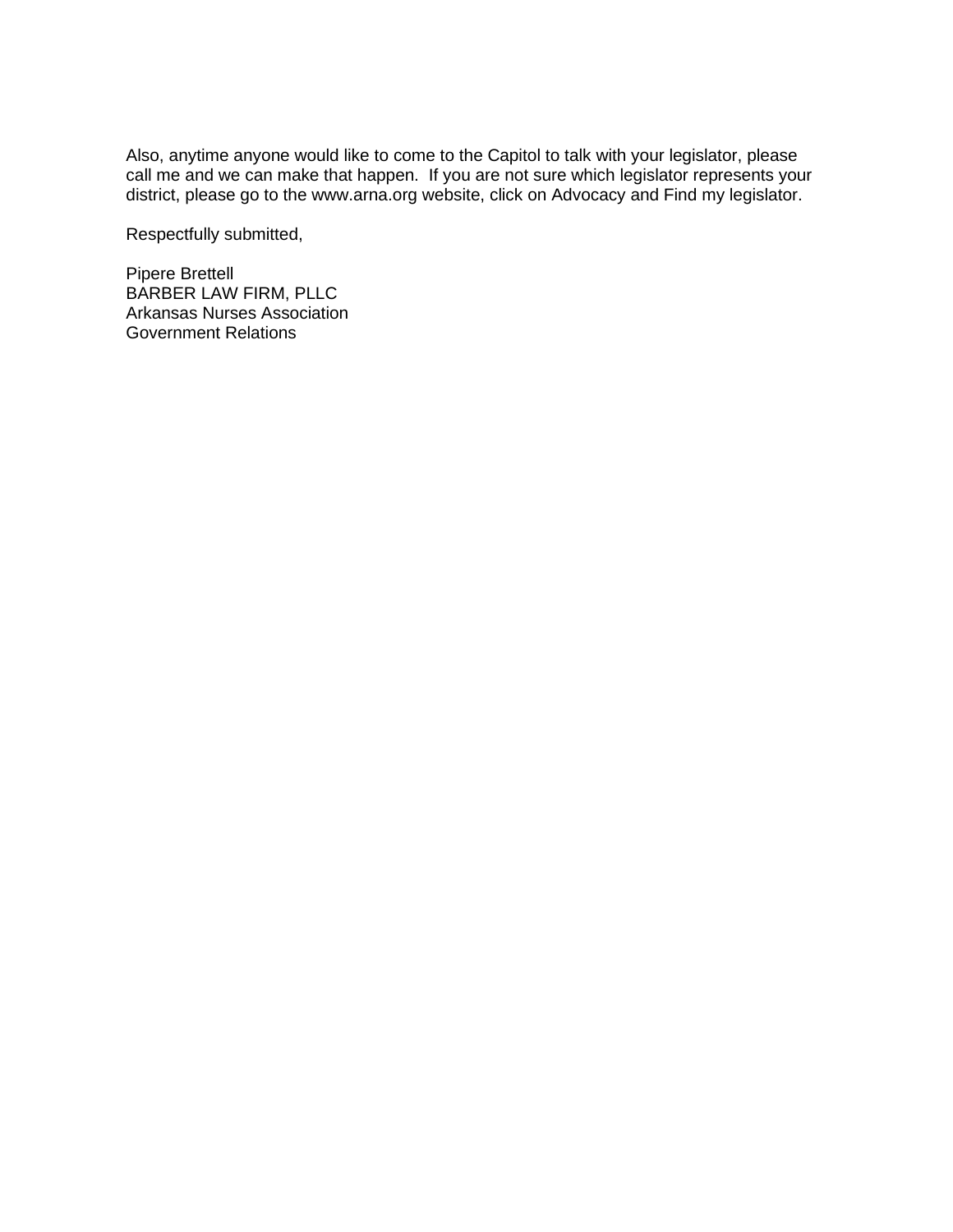Also, anytime anyone would like to come to the Capitol to talk with your legislator, please call me and we can make that happen. If you are not sure which legislator represents your district, please go to the www.arna.org website, click on Advocacy and Find my legislator.

Respectfully submitted,

Pipere Brettell
BARBER LAW FIRM, PLLC
Arkansas Nurses Association
Government Relations